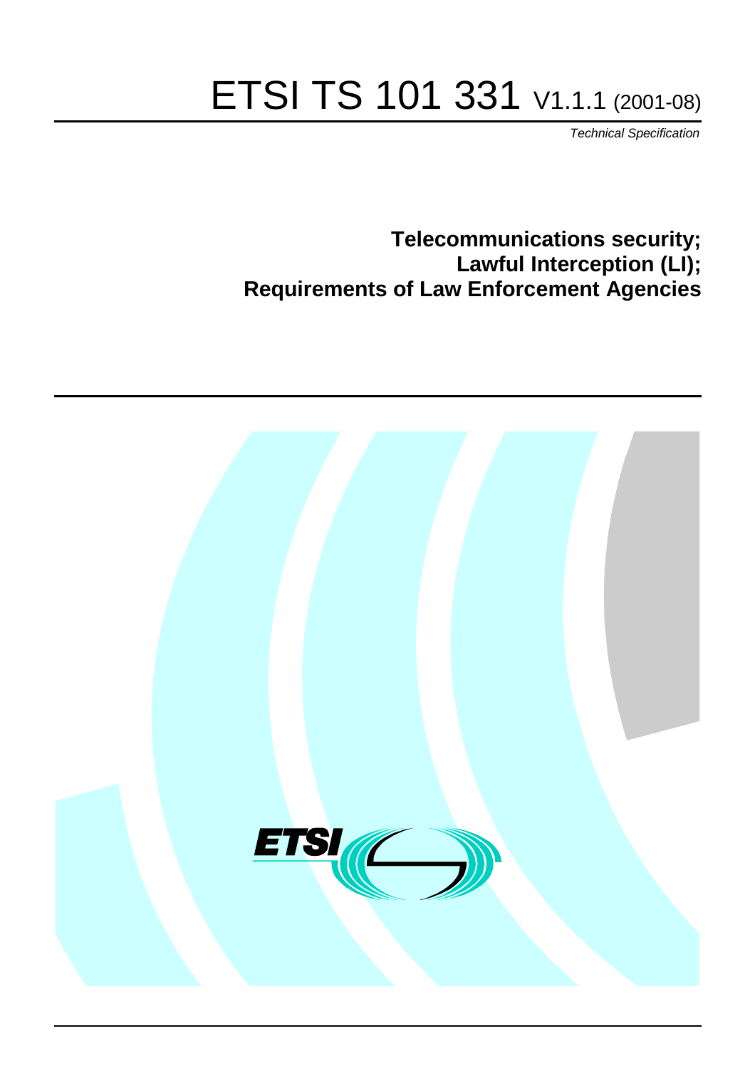# ETSI TS 101 331 V1.1.1 (2001-08)

*Technical Specification*

**Telecommunications security;**
**Lawful Interception (LI);**
**Requirements of Law Enforcement Agencies**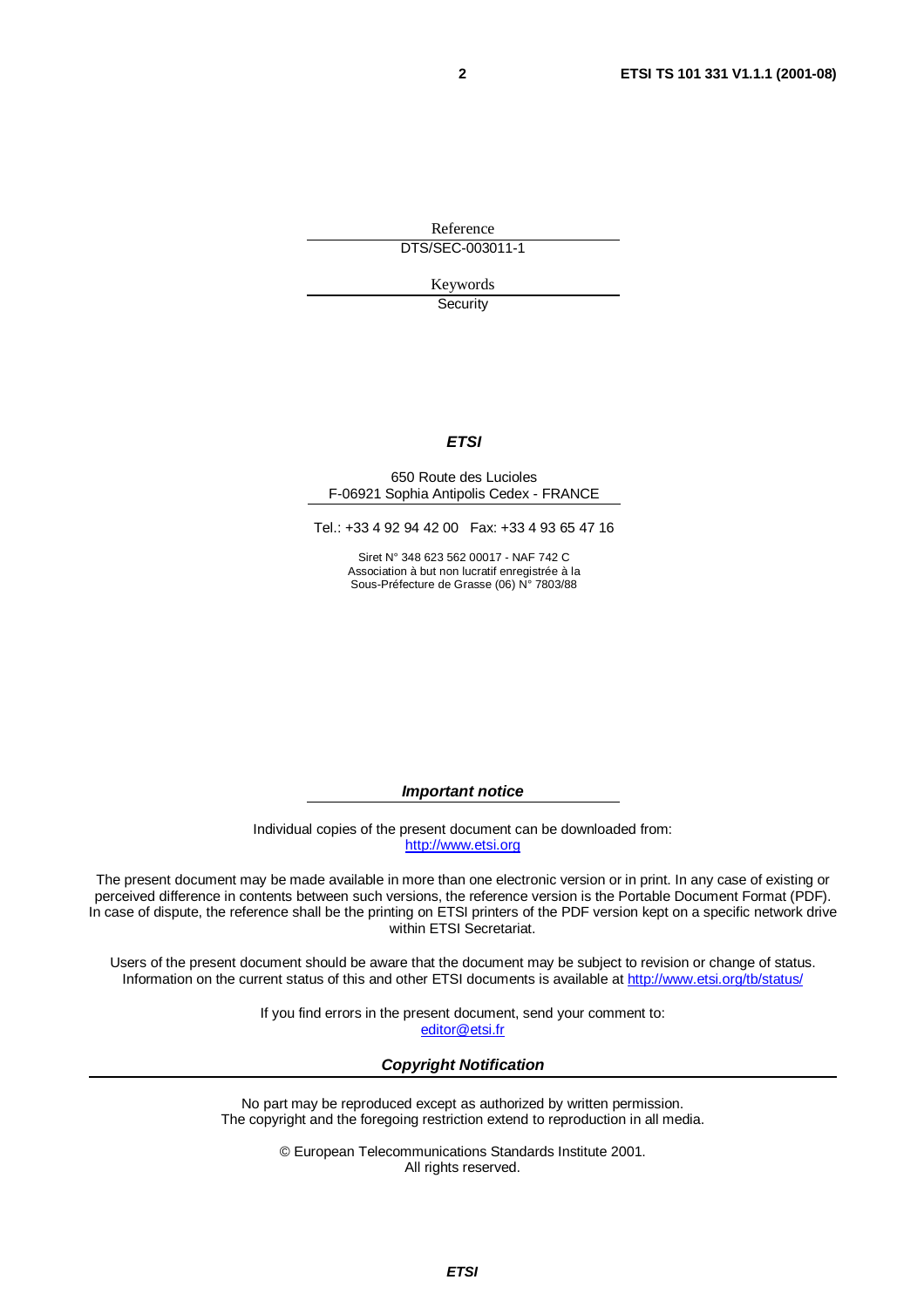Reference

DTS/SEC-003011-1

Keywords

Security

***ETSI***

650 Route des Lucioles
F-06921 Sophia Antipolis Cedex - FRANCE

Tel.: +33 4 92 94 42 00   Fax: +33 4 93 65 47 16

Siret N° 348 623 562 00017 - NAF 742 C
Association à but non lucratif enregistrée à la
Sous-Préfecture de Grasse (06) N° 7803/88

***Important notice***

Individual copies of the present document can be downloaded from:
http://www.etsi.org

The present document may be made available in more than one electronic version or in print. In any case of existing or perceived difference in contents between such versions, the reference version is the Portable Document Format (PDF). In case of dispute, the reference shall be the printing on ETSI printers of the PDF version kept on a specific network drive within ETSI Secretariat.

Users of the present document should be aware that the document may be subject to revision or change of status. Information on the current status of this and other ETSI documents is available at http://www.etsi.org/tb/status/

If you find errors in the present document, send your comment to:
editor@etsi.fr

***Copyright Notification***

No part may be reproduced except as authorized by written permission.
The copyright and the foregoing restriction extend to reproduction in all media.

© European Telecommunications Standards Institute 2001.
All rights reserved.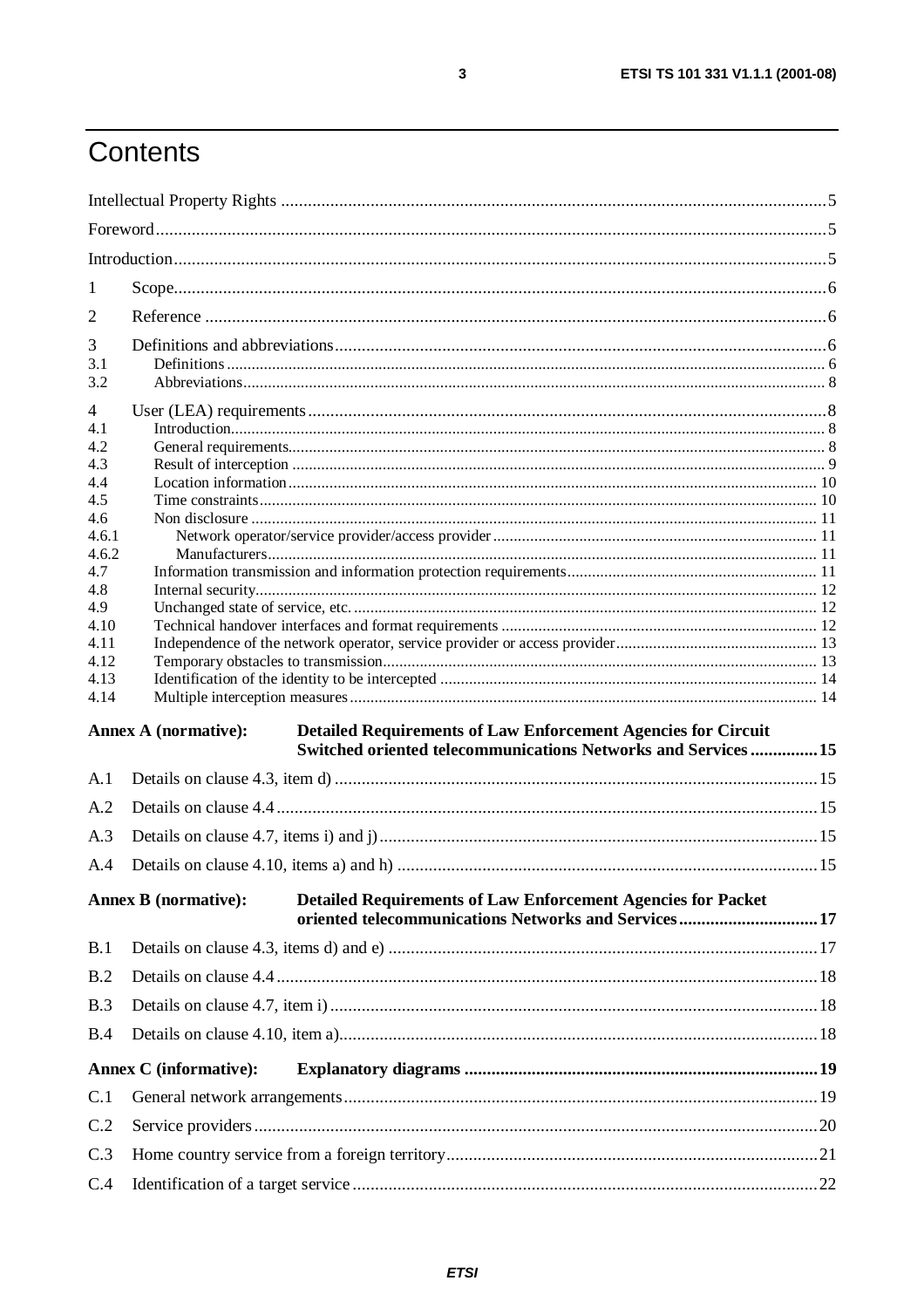# Contents

Intellectual Property Rights ....................................................................................................................5

Foreword....................................................................................................................................................5

Introduction................................................................................................................................................5

1 Scope.......................................................................................................................................................6

2 Reference ................................................................................................................................................6

3 Definitions and abbreviations.................................................................................................................6
3.1 Definitions ..............................................................................................................................................6
3.2 Abbreviations..........................................................................................................................................8

4 User (LEA) requirements ........................................................................................................................8
4.1 Introduction.............................................................................................................................................8
4.2 General requirements...............................................................................................................................8
4.3 Result of interception ..............................................................................................................................9
4.4 Location information.............................................................................................................................10
4.5 Time constraints....................................................................................................................................10
4.6 Non disclosure ......................................................................................................................................11
4.6.1 Network operator/service provider/access provider ...........................................................................11
4.6.2 Manufacturers....................................................................................................................................11
4.7 Information transmission and information protection requirements....................................................11
4.8 Internal security.....................................................................................................................................12
4.9 Unchanged state of service, etc. ............................................................................................................12
4.10 Technical handover interfaces and format requirements .....................................................................12
4.11 Independence of the network operator, service provider or access provider.......................................13
4.12 Temporary obstacles to transmission.....................................................................................................13
4.13 Identification of the identity to be intercepted ......................................................................................14
4.14 Multiple interception measures..............................................................................................................14

**Annex A (normative): Detailed Requirements of Law Enforcement Agencies for Circuit Switched oriented telecommunications Networks and Services ...............15**

A.1 Details on clause 4.3, item d) ...............................................................................................................15

A.2 Details on clause 4.4 ............................................................................................................................15

A.3 Details on clause 4.7, items i) and j)....................................................................................................15

A.4 Details on clause 4.10, items a) and h) ................................................................................................15

**Annex B (normative): Detailed Requirements of Law Enforcement Agencies for Packet oriented telecommunications Networks and Services ...............................17**

B.1 Details on clause 4.3, items d) and e) ..................................................................................................17

B.2 Details on clause 4.4 ............................................................................................................................18

B.3 Details on clause 4.7, item i) ...............................................................................................................18

B.4 Details on clause 4.10, item a)..............................................................................................................18

**Annex C (informative): Explanatory diagrams ..............................................................................19**

C.1 General network arrangements.............................................................................................................19

C.2 Service providers ..................................................................................................................................20

C.3 Home country service from a foreign territory.....................................................................................21

C.4 Identification of a target service ..........................................................................................................22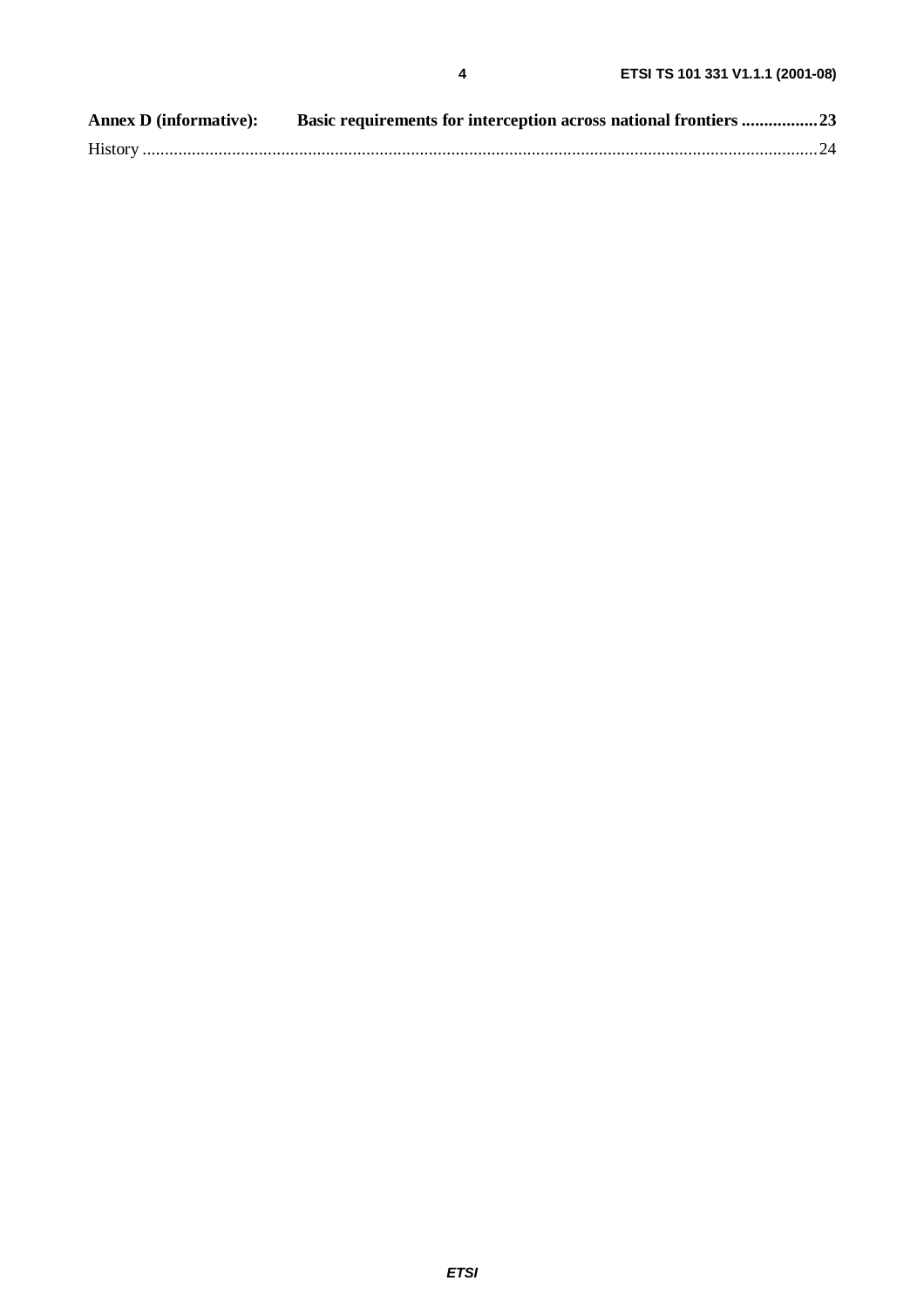**Annex D (informative): Basic requirements for interception across national frontiers ................23**

History ..........................................................................................................................................................24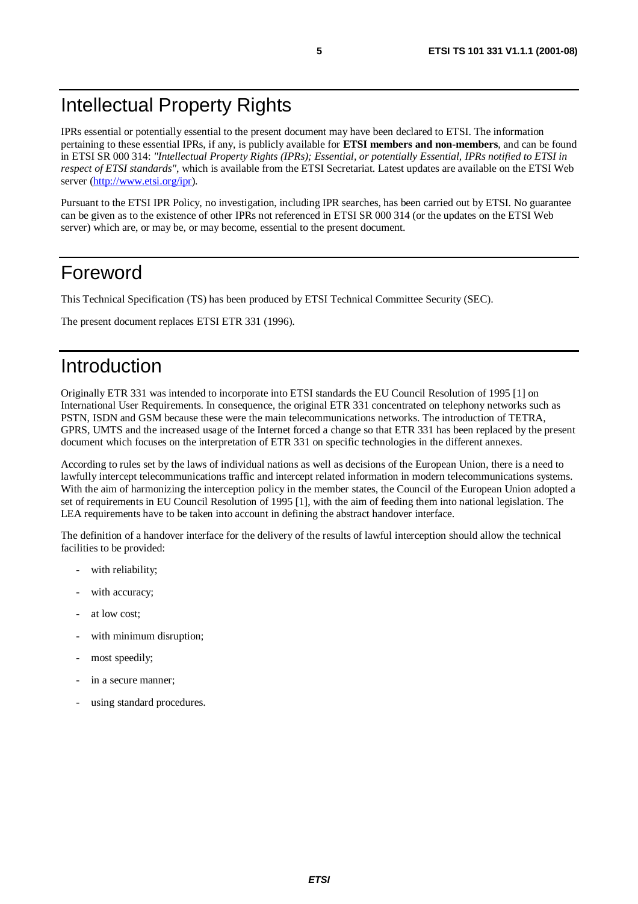# Intellectual Property Rights

IPRs essential or potentially essential to the present document may have been declared to ETSI. The information pertaining to these essential IPRs, if any, is publicly available for **ETSI members and non-members**, and can be found in ETSI SR 000 314: *"Intellectual Property Rights (IPRs); Essential, or potentially Essential, IPRs notified to ETSI in respect of ETSI standards"*, which is available from the ETSI Secretariat. Latest updates are available on the ETSI Web server (http://www.etsi.org/ipr).

Pursuant to the ETSI IPR Policy, no investigation, including IPR searches, has been carried out by ETSI. No guarantee can be given as to the existence of other IPRs not referenced in ETSI SR 000 314 (or the updates on the ETSI Web server) which are, or may be, or may become, essential to the present document.

# Foreword

This Technical Specification (TS) has been produced by ETSI Technical Committee Security (SEC).

The present document replaces ETSI ETR 331 (1996).

# Introduction

Originally ETR 331 was intended to incorporate into ETSI standards the EU Council Resolution of 1995 [1] on International User Requirements. In consequence, the original ETR 331 concentrated on telephony networks such as PSTN, ISDN and GSM because these were the main telecommunications networks. The introduction of TETRA, GPRS, UMTS and the increased usage of the Internet forced a change so that ETR 331 has been replaced by the present document which focuses on the interpretation of ETR 331 on specific technologies in the different annexes.

According to rules set by the laws of individual nations as well as decisions of the European Union, there is a need to lawfully intercept telecommunications traffic and intercept related information in modern telecommunications systems. With the aim of harmonizing the interception policy in the member states, the Council of the European Union adopted a set of requirements in EU Council Resolution of 1995 [1], with the aim of feeding them into national legislation. The LEA requirements have to be taken into account in defining the abstract handover interface.

The definition of a handover interface for the delivery of the results of lawful interception should allow the technical facilities to be provided:

- with reliability;
- with accuracy;
- at low cost;
- with minimum disruption;
- most speedily;
- in a secure manner;
- using standard procedures.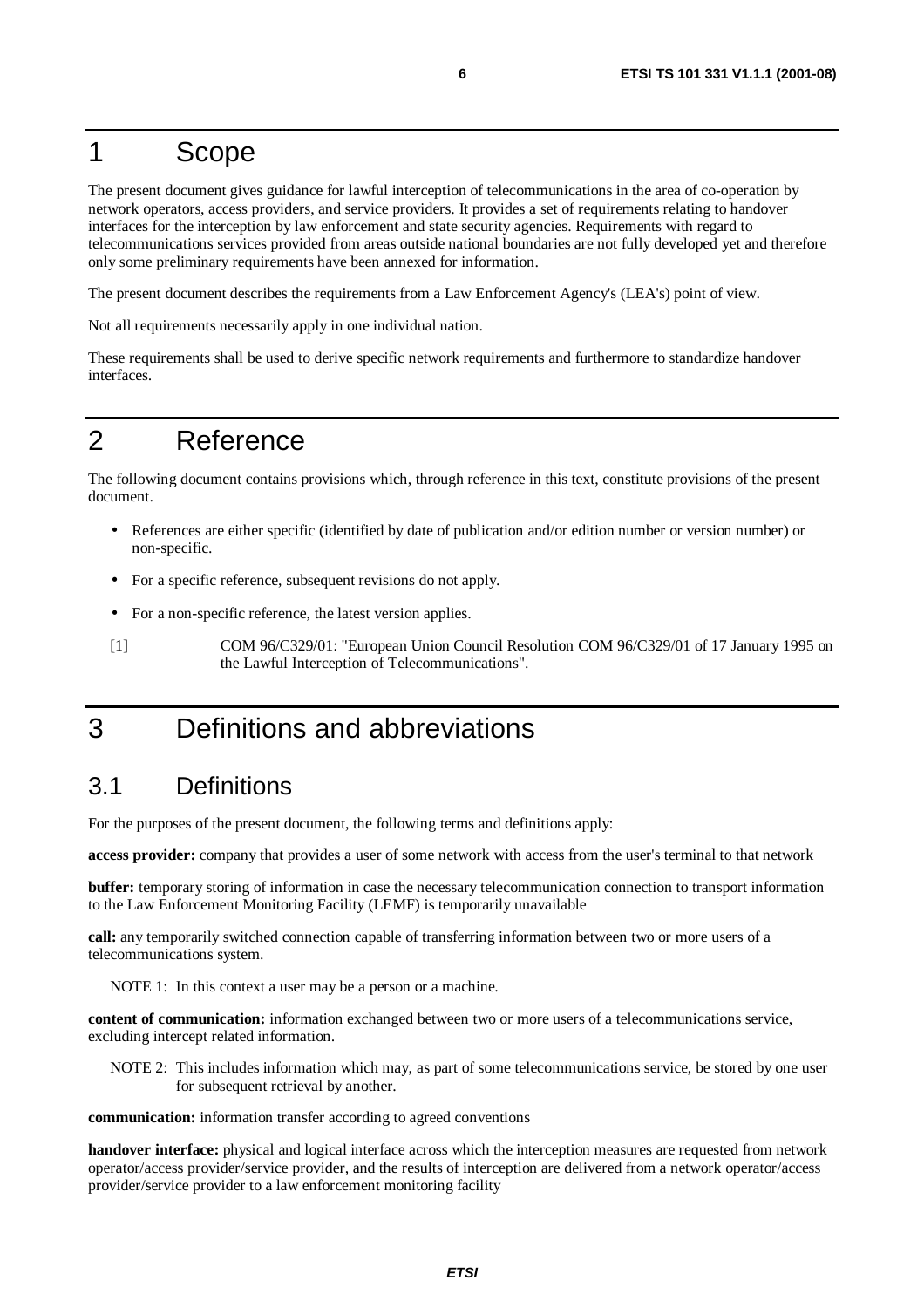# 1 Scope

The present document gives guidance for lawful interception of telecommunications in the area of co-operation by network operators, access providers, and service providers. It provides a set of requirements relating to handover interfaces for the interception by law enforcement and state security agencies. Requirements with regard to telecommunications services provided from areas outside national boundaries are not fully developed yet and therefore only some preliminary requirements have been annexed for information.

The present document describes the requirements from a Law Enforcement Agency's (LEA's) point of view.

Not all requirements necessarily apply in one individual nation.

These requirements shall be used to derive specific network requirements and furthermore to standardize handover interfaces.

# 2 Reference

The following document contains provisions which, through reference in this text, constitute provisions of the present document.

- References are either specific (identified by date of publication and/or edition number or version number) or non-specific.
- For a specific reference, subsequent revisions do not apply.
- For a non-specific reference, the latest version applies.

[1] COM 96/C329/01: "European Union Council Resolution COM 96/C329/01 of 17 January 1995 on the Lawful Interception of Telecommunications".

# 3 Definitions and abbreviations

## 3.1 Definitions

For the purposes of the present document, the following terms and definitions apply:

**access provider:** company that provides a user of some network with access from the user's terminal to that network

**buffer:** temporary storing of information in case the necessary telecommunication connection to transport information to the Law Enforcement Monitoring Facility (LEMF) is temporarily unavailable

**call:** any temporarily switched connection capable of transferring information between two or more users of a telecommunications system.

NOTE 1: In this context a user may be a person or a machine.

**content of communication:** information exchanged between two or more users of a telecommunications service, excluding intercept related information.

NOTE 2: This includes information which may, as part of some telecommunications service, be stored by one user for subsequent retrieval by another.

**communication:** information transfer according to agreed conventions

**handover interface:** physical and logical interface across which the interception measures are requested from network operator/access provider/service provider, and the results of interception are delivered from a network operator/access provider/service provider to a law enforcement monitoring facility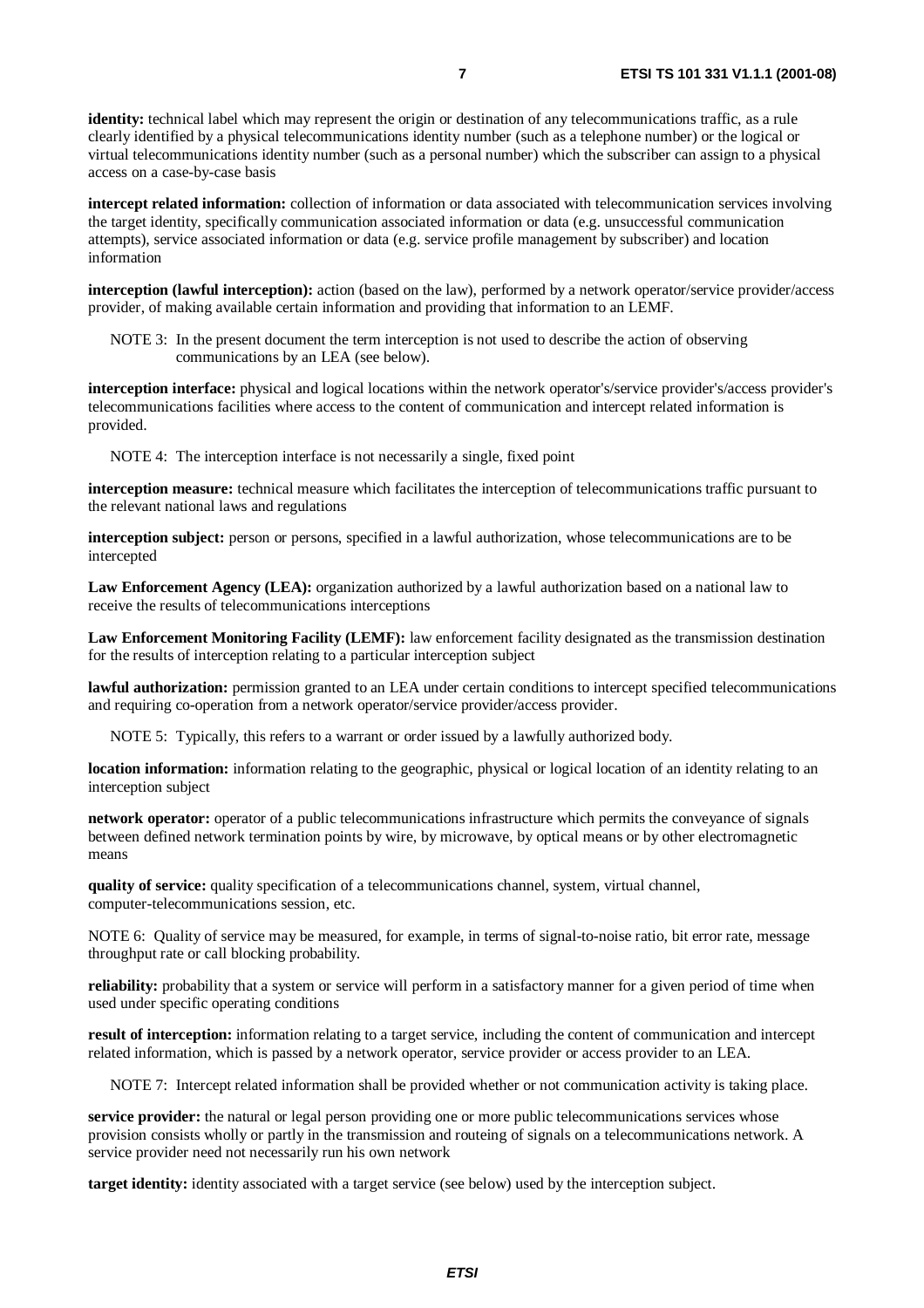**identity:** technical label which may represent the origin or destination of any telecommunications traffic, as a rule clearly identified by a physical telecommunications identity number (such as a telephone number) or the logical or virtual telecommunications identity number (such as a personal number) which the subscriber can assign to a physical access on a case-by-case basis

**intercept related information:** collection of information or data associated with telecommunication services involving the target identity, specifically communication associated information or data (e.g. unsuccessful communication attempts), service associated information or data (e.g. service profile management by subscriber) and location information

**interception (lawful interception):** action (based on the law), performed by a network operator/service provider/access provider, of making available certain information and providing that information to an LEMF.

NOTE 3: In the present document the term interception is not used to describe the action of observing communications by an LEA (see below).

**interception interface:** physical and logical locations within the network operator's/service provider's/access provider's telecommunications facilities where access to the content of communication and intercept related information is provided.

NOTE 4: The interception interface is not necessarily a single, fixed point

**interception measure:** technical measure which facilitates the interception of telecommunications traffic pursuant to the relevant national laws and regulations

**interception subject:** person or persons, specified in a lawful authorization, whose telecommunications are to be intercepted

**Law Enforcement Agency (LEA):** organization authorized by a lawful authorization based on a national law to receive the results of telecommunications interceptions

**Law Enforcement Monitoring Facility (LEMF):** law enforcement facility designated as the transmission destination for the results of interception relating to a particular interception subject

**lawful authorization:** permission granted to an LEA under certain conditions to intercept specified telecommunications and requiring co-operation from a network operator/service provider/access provider.

NOTE 5: Typically, this refers to a warrant or order issued by a lawfully authorized body.

**location information:** information relating to the geographic, physical or logical location of an identity relating to an interception subject

**network operator:** operator of a public telecommunications infrastructure which permits the conveyance of signals between defined network termination points by wire, by microwave, by optical means or by other electromagnetic means

**quality of service:** quality specification of a telecommunications channel, system, virtual channel, computer-telecommunications session, etc.

NOTE 6: Quality of service may be measured, for example, in terms of signal-to-noise ratio, bit error rate, message throughput rate or call blocking probability.

**reliability:** probability that a system or service will perform in a satisfactory manner for a given period of time when used under specific operating conditions

**result of interception:** information relating to a target service, including the content of communication and intercept related information, which is passed by a network operator, service provider or access provider to an LEA.

NOTE 7: Intercept related information shall be provided whether or not communication activity is taking place.

**service provider:** the natural or legal person providing one or more public telecommunications services whose provision consists wholly or partly in the transmission and routeing of signals on a telecommunications network. A service provider need not necessarily run his own network

**target identity:** identity associated with a target service (see below) used by the interception subject.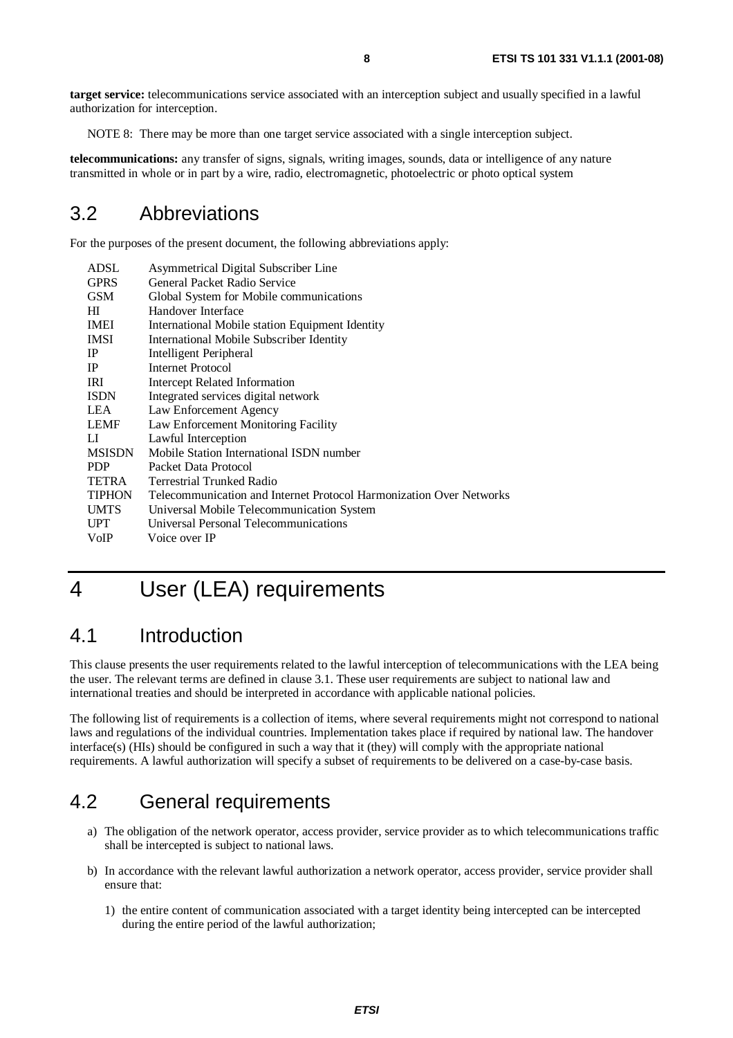**target service:** telecommunications service associated with an interception subject and usually specified in a lawful authorization for interception.

NOTE 8: There may be more than one target service associated with a single interception subject.

**telecommunications:** any transfer of signs, signals, writing images, sounds, data or intelligence of any nature transmitted in whole or in part by a wire, radio, electromagnetic, photoelectric or photo optical system

## 3.2 Abbreviations

For the purposes of the present document, the following abbreviations apply:

| | |
|---|---|
| ADSL | Asymmetrical Digital Subscriber Line |
| GPRS | General Packet Radio Service |
| GSM | Global System for Mobile communications |
| HI | Handover Interface |
| IMEI | International Mobile station Equipment Identity |
| IMSI | International Mobile Subscriber Identity |
| IP | Intelligent Peripheral |
| IP | Internet Protocol |
| IRI | Intercept Related Information |
| ISDN | Integrated services digital network |
| LEA | Law Enforcement Agency |
| LEMF | Law Enforcement Monitoring Facility |
| LI | Lawful Interception |
| MSISDN | Mobile Station International ISDN number |
| PDP | Packet Data Protocol |
| TETRA | Terrestrial Trunked Radio |
| TIPHON | Telecommunication and Internet Protocol Harmonization Over Networks |
| UMTS | Universal Mobile Telecommunication System |
| UPT | Universal Personal Telecommunications |
| VoIP | Voice over IP |

# 4 User (LEA) requirements

## 4.1 Introduction

This clause presents the user requirements related to the lawful interception of telecommunications with the LEA being the user. The relevant terms are defined in clause 3.1. These user requirements are subject to national law and international treaties and should be interpreted in accordance with applicable national policies.

The following list of requirements is a collection of items, where several requirements might not correspond to national laws and regulations of the individual countries. Implementation takes place if required by national law. The handover interface(s) (HIs) should be configured in such a way that it (they) will comply with the appropriate national requirements. A lawful authorization will specify a subset of requirements to be delivered on a case-by-case basis.

## 4.2 General requirements

a) The obligation of the network operator, access provider, service provider as to which telecommunications traffic shall be intercepted is subject to national laws.

b) In accordance with the relevant lawful authorization a network operator, access provider, service provider shall ensure that:

   1) the entire content of communication associated with a target identity being intercepted can be intercepted during the entire period of the lawful authorization;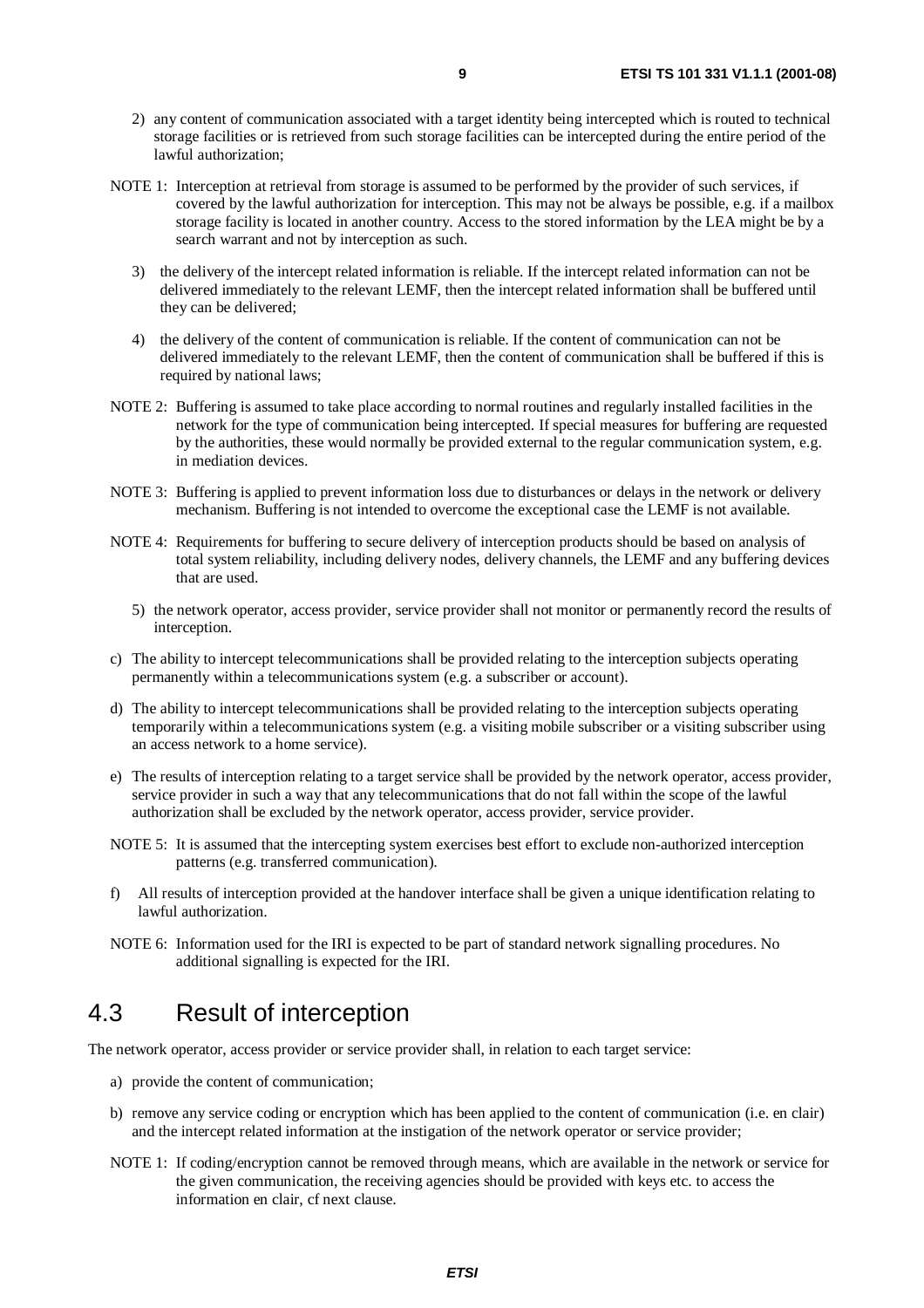2) any content of communication associated with a target identity being intercepted which is routed to technical storage facilities or is retrieved from such storage facilities can be intercepted during the entire period of the lawful authorization;

NOTE 1: Interception at retrieval from storage is assumed to be performed by the provider of such services, if covered by the lawful authorization for interception. This may not be always be possible, e.g. if a mailbox storage facility is located in another country. Access to the stored information by the LEA might be by a search warrant and not by interception as such.

3) the delivery of the intercept related information is reliable. If the intercept related information can not be delivered immediately to the relevant LEMF, then the intercept related information shall be buffered until they can be delivered;

4) the delivery of the content of communication is reliable. If the content of communication can not be delivered immediately to the relevant LEMF, then the content of communication shall be buffered if this is required by national laws;

NOTE 2: Buffering is assumed to take place according to normal routines and regularly installed facilities in the network for the type of communication being intercepted. If special measures for buffering are requested by the authorities, these would normally be provided external to the regular communication system, e.g. in mediation devices.

NOTE 3: Buffering is applied to prevent information loss due to disturbances or delays in the network or delivery mechanism. Buffering is not intended to overcome the exceptional case the LEMF is not available.

NOTE 4: Requirements for buffering to secure delivery of interception products should be based on analysis of total system reliability, including delivery nodes, delivery channels, the LEMF and any buffering devices that are used.

5) the network operator, access provider, service provider shall not monitor or permanently record the results of interception.

c) The ability to intercept telecommunications shall be provided relating to the interception subjects operating permanently within a telecommunications system (e.g. a subscriber or account).

d) The ability to intercept telecommunications shall be provided relating to the interception subjects operating temporarily within a telecommunications system (e.g. a visiting mobile subscriber or a visiting subscriber using an access network to a home service).

e) The results of interception relating to a target service shall be provided by the network operator, access provider, service provider in such a way that any telecommunications that do not fall within the scope of the lawful authorization shall be excluded by the network operator, access provider, service provider.

NOTE 5: It is assumed that the intercepting system exercises best effort to exclude non-authorized interception patterns (e.g. transferred communication).

f) All results of interception provided at the handover interface shall be given a unique identification relating to lawful authorization.

NOTE 6: Information used for the IRI is expected to be part of standard network signalling procedures. No additional signalling is expected for the IRI.

## 4.3 Result of interception

The network operator, access provider or service provider shall, in relation to each target service:

a) provide the content of communication;

b) remove any service coding or encryption which has been applied to the content of communication (i.e. en clair) and the intercept related information at the instigation of the network operator or service provider;

NOTE 1: If coding/encryption cannot be removed through means, which are available in the network or service for the given communication, the receiving agencies should be provided with keys etc. to access the information en clair, cf next clause.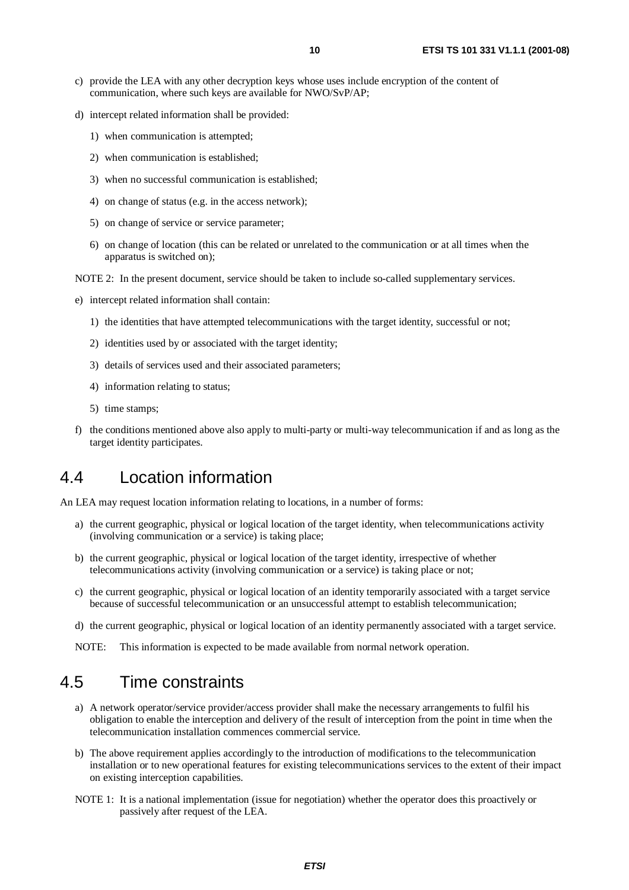c) provide the LEA with any other decryption keys whose uses include encryption of the content of communication, where such keys are available for NWO/SvP/AP;

d) intercept related information shall be provided:

   1) when communication is attempted;

   2) when communication is established;

   3) when no successful communication is established;

   4) on change of status (e.g. in the access network);

   5) on change of service or service parameter;

   6) on change of location (this can be related or unrelated to the communication or at all times when the apparatus is switched on);

NOTE 2: In the present document, service should be taken to include so-called supplementary services.

e) intercept related information shall contain:

   1) the identities that have attempted telecommunications with the target identity, successful or not;

   2) identities used by or associated with the target identity;

   3) details of services used and their associated parameters;

   4) information relating to status;

   5) time stamps;

f) the conditions mentioned above also apply to multi-party or multi-way telecommunication if and as long as the target identity participates.

## 4.4 Location information

An LEA may request location information relating to locations, in a number of forms:

a) the current geographic, physical or logical location of the target identity, when telecommunications activity (involving communication or a service) is taking place;

b) the current geographic, physical or logical location of the target identity, irrespective of whether telecommunications activity (involving communication or a service) is taking place or not;

c) the current geographic, physical or logical location of an identity temporarily associated with a target service because of successful telecommunication or an unsuccessful attempt to establish telecommunication;

d) the current geographic, physical or logical location of an identity permanently associated with a target service.

NOTE: This information is expected to be made available from normal network operation.

## 4.5 Time constraints

a) A network operator/service provider/access provider shall make the necessary arrangements to fulfil his obligation to enable the interception and delivery of the result of interception from the point in time when the telecommunication installation commences commercial service.

b) The above requirement applies accordingly to the introduction of modifications to the telecommunication installation or to new operational features for existing telecommunications services to the extent of their impact on existing interception capabilities.

NOTE 1: It is a national implementation (issue for negotiation) whether the operator does this proactively or passively after request of the LEA.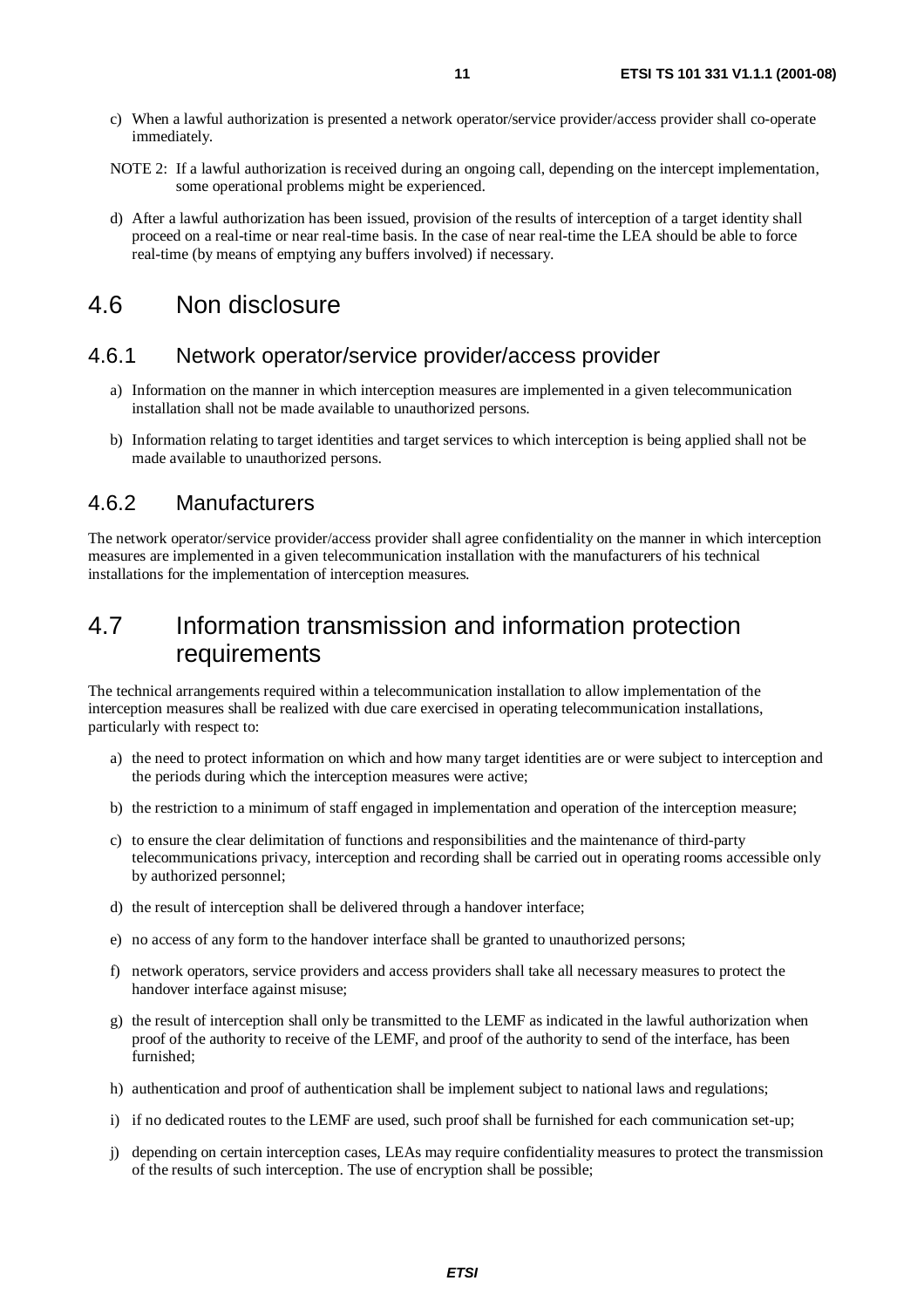c) When a lawful authorization is presented a network operator/service provider/access provider shall co-operate immediately.

NOTE 2: If a lawful authorization is received during an ongoing call, depending on the intercept implementation, some operational problems might be experienced.

d) After a lawful authorization has been issued, provision of the results of interception of a target identity shall proceed on a real-time or near real-time basis. In the case of near real-time the LEA should be able to force real-time (by means of emptying any buffers involved) if necessary.

## 4.6 Non disclosure

### 4.6.1 Network operator/service provider/access provider

a) Information on the manner in which interception measures are implemented in a given telecommunication installation shall not be made available to unauthorized persons.

b) Information relating to target identities and target services to which interception is being applied shall not be made available to unauthorized persons.

### 4.6.2 Manufacturers

The network operator/service provider/access provider shall agree confidentiality on the manner in which interception measures are implemented in a given telecommunication installation with the manufacturers of his technical installations for the implementation of interception measures.

## 4.7 Information transmission and information protection requirements

The technical arrangements required within a telecommunication installation to allow implementation of the interception measures shall be realized with due care exercised in operating telecommunication installations, particularly with respect to:

a) the need to protect information on which and how many target identities are or were subject to interception and the periods during which the interception measures were active;

b) the restriction to a minimum of staff engaged in implementation and operation of the interception measure;

c) to ensure the clear delimitation of functions and responsibilities and the maintenance of third-party telecommunications privacy, interception and recording shall be carried out in operating rooms accessible only by authorized personnel;

d) the result of interception shall be delivered through a handover interface;

e) no access of any form to the handover interface shall be granted to unauthorized persons;

f) network operators, service providers and access providers shall take all necessary measures to protect the handover interface against misuse;

g) the result of interception shall only be transmitted to the LEMF as indicated in the lawful authorization when proof of the authority to receive of the LEMF, and proof of the authority to send of the interface, has been furnished;

h) authentication and proof of authentication shall be implement subject to national laws and regulations;

i) if no dedicated routes to the LEMF are used, such proof shall be furnished for each communication set-up;

j) depending on certain interception cases, LEAs may require confidentiality measures to protect the transmission of the results of such interception. The use of encryption shall be possible;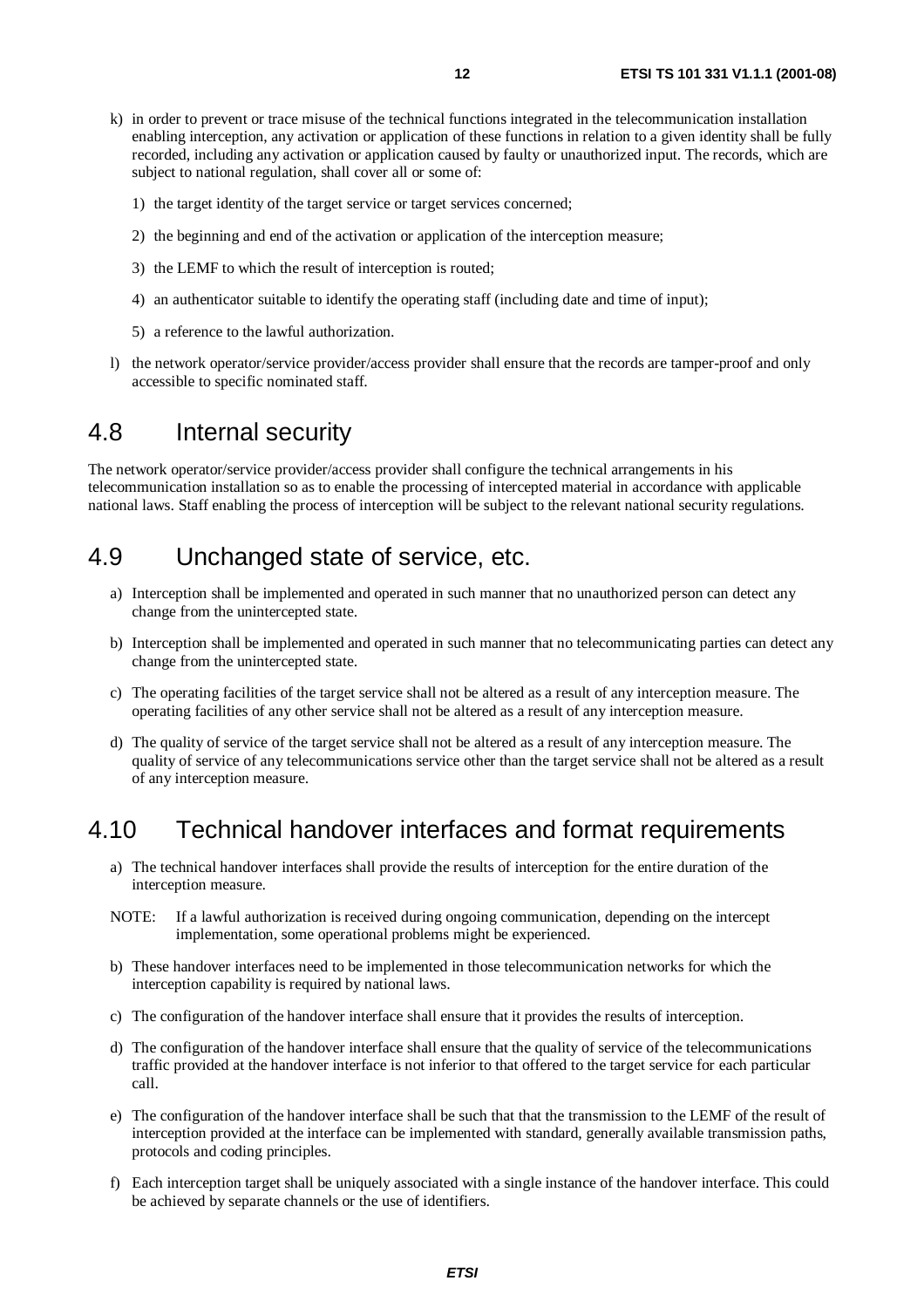k) in order to prevent or trace misuse of the technical functions integrated in the telecommunication installation enabling interception, any activation or application of these functions in relation to a given identity shall be fully recorded, including any activation or application caused by faulty or unauthorized input. The records, which are subject to national regulation, shall cover all or some of:

   1) the target identity of the target service or target services concerned;

   2) the beginning and end of the activation or application of the interception measure;

   3) the LEMF to which the result of interception is routed;

   4) an authenticator suitable to identify the operating staff (including date and time of input);

   5) a reference to the lawful authorization.

l) the network operator/service provider/access provider shall ensure that the records are tamper-proof and only accessible to specific nominated staff.

## 4.8 Internal security

The network operator/service provider/access provider shall configure the technical arrangements in his telecommunication installation so as to enable the processing of intercepted material in accordance with applicable national laws. Staff enabling the process of interception will be subject to the relevant national security regulations.

## 4.9 Unchanged state of service, etc.

a) Interception shall be implemented and operated in such manner that no unauthorized person can detect any change from the unintercepted state.

b) Interception shall be implemented and operated in such manner that no telecommunicating parties can detect any change from the unintercepted state.

c) The operating facilities of the target service shall not be altered as a result of any interception measure. The operating facilities of any other service shall not be altered as a result of any interception measure.

d) The quality of service of the target service shall not be altered as a result of any interception measure. The quality of service of any telecommunications service other than the target service shall not be altered as a result of any interception measure.

## 4.10 Technical handover interfaces and format requirements

a) The technical handover interfaces shall provide the results of interception for the entire duration of the interception measure.

NOTE: If a lawful authorization is received during ongoing communication, depending on the intercept implementation, some operational problems might be experienced.

b) These handover interfaces need to be implemented in those telecommunication networks for which the interception capability is required by national laws.

c) The configuration of the handover interface shall ensure that it provides the results of interception.

d) The configuration of the handover interface shall ensure that the quality of service of the telecommunications traffic provided at the handover interface is not inferior to that offered to the target service for each particular call.

e) The configuration of the handover interface shall be such that that the transmission to the LEMF of the result of interception provided at the interface can be implemented with standard, generally available transmission paths, protocols and coding principles.

f) Each interception target shall be uniquely associated with a single instance of the handover interface. This could be achieved by separate channels or the use of identifiers.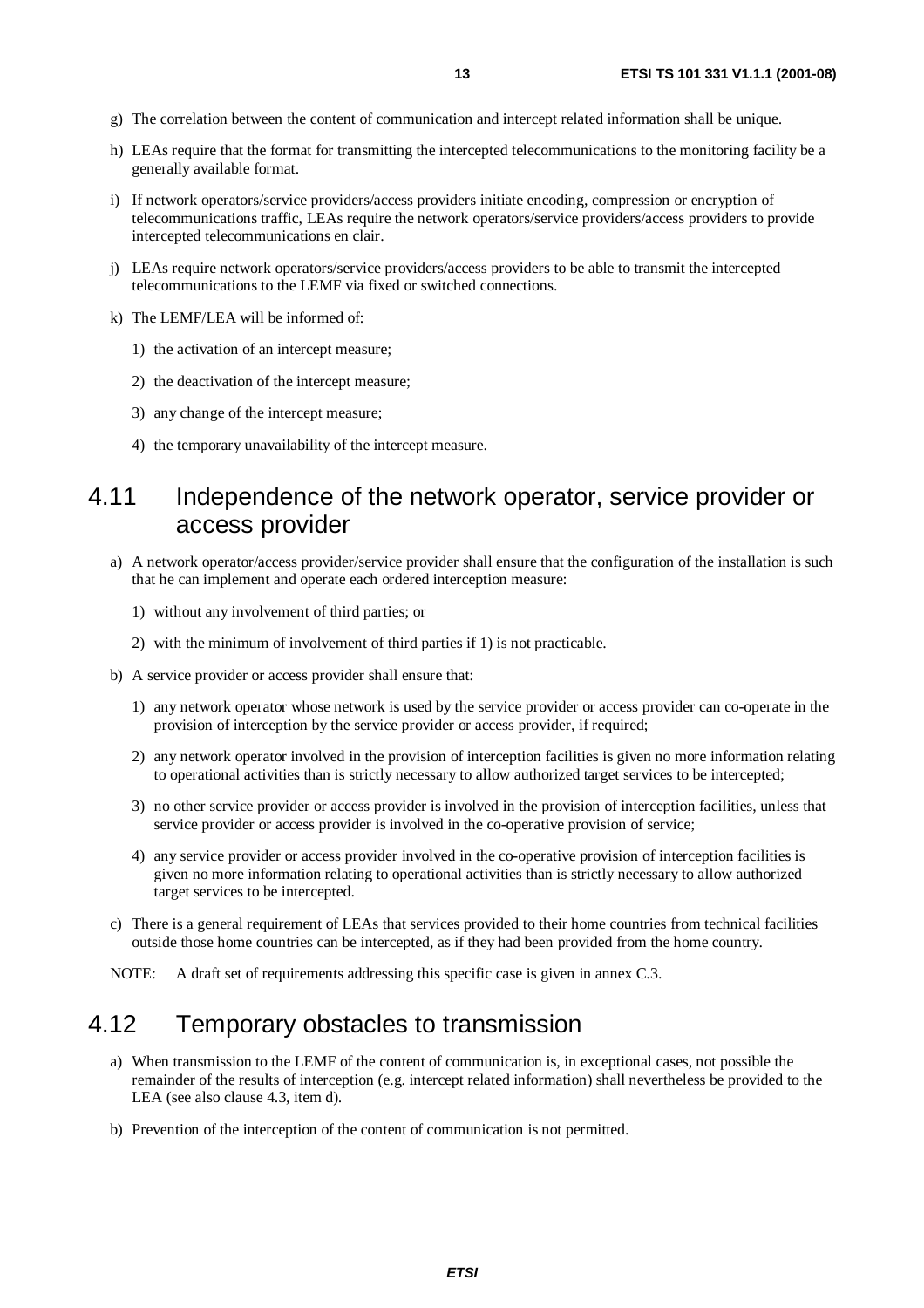g) The correlation between the content of communication and intercept related information shall be unique.

h) LEAs require that the format for transmitting the intercepted telecommunications to the monitoring facility be a generally available format.

i) If network operators/service providers/access providers initiate encoding, compression or encryption of telecommunications traffic, LEAs require the network operators/service providers/access providers to provide intercepted telecommunications en clair.

j) LEAs require network operators/service providers/access providers to be able to transmit the intercepted telecommunications to the LEMF via fixed or switched connections.

k) The LEMF/LEA will be informed of:

   1) the activation of an intercept measure;

   2) the deactivation of the intercept measure;

   3) any change of the intercept measure;

   4) the temporary unavailability of the intercept measure.

## 4.11 Independence of the network operator, service provider or access provider

a) A network operator/access provider/service provider shall ensure that the configuration of the installation is such that he can implement and operate each ordered interception measure:

   1) without any involvement of third parties; or

   2) with the minimum of involvement of third parties if 1) is not practicable.

b) A service provider or access provider shall ensure that:

   1) any network operator whose network is used by the service provider or access provider can co-operate in the provision of interception by the service provider or access provider, if required;

   2) any network operator involved in the provision of interception facilities is given no more information relating to operational activities than is strictly necessary to allow authorized target services to be intercepted;

   3) no other service provider or access provider is involved in the provision of interception facilities, unless that service provider or access provider is involved in the co-operative provision of service;

   4) any service provider or access provider involved in the co-operative provision of interception facilities is given no more information relating to operational activities than is strictly necessary to allow authorized target services to be intercepted.

c) There is a general requirement of LEAs that services provided to their home countries from technical facilities outside those home countries can be intercepted, as if they had been provided from the home country.

NOTE: A draft set of requirements addressing this specific case is given in annex C.3.

## 4.12 Temporary obstacles to transmission

a) When transmission to the LEMF of the content of communication is, in exceptional cases, not possible the remainder of the results of interception (e.g. intercept related information) shall nevertheless be provided to the LEA (see also clause 4.3, item d).

b) Prevention of the interception of the content of communication is not permitted.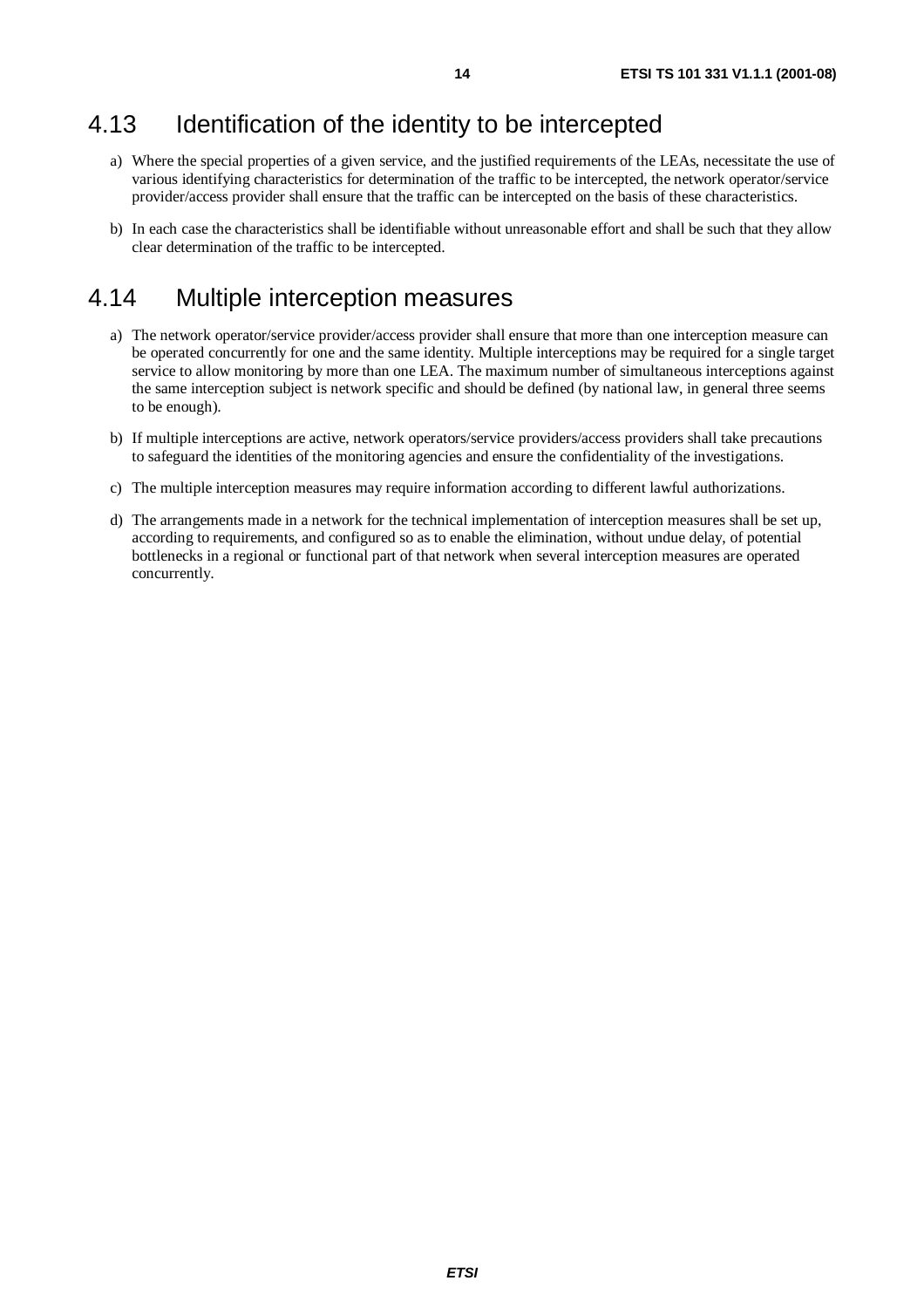## 4.13 Identification of the identity to be intercepted

a) Where the special properties of a given service, and the justified requirements of the LEAs, necessitate the use of various identifying characteristics for determination of the traffic to be intercepted, the network operator/service provider/access provider shall ensure that the traffic can be intercepted on the basis of these characteristics.

b) In each case the characteristics shall be identifiable without unreasonable effort and shall be such that they allow clear determination of the traffic to be intercepted.

## 4.14 Multiple interception measures

a) The network operator/service provider/access provider shall ensure that more than one interception measure can be operated concurrently for one and the same identity. Multiple interceptions may be required for a single target service to allow monitoring by more than one LEA. The maximum number of simultaneous interceptions against the same interception subject is network specific and should be defined (by national law, in general three seems to be enough).

b) If multiple interceptions are active, network operators/service providers/access providers shall take precautions to safeguard the identities of the monitoring agencies and ensure the confidentiality of the investigations.

c) The multiple interception measures may require information according to different lawful authorizations.

d) The arrangements made in a network for the technical implementation of interception measures shall be set up, according to requirements, and configured so as to enable the elimination, without undue delay, of potential bottlenecks in a regional or functional part of that network when several interception measures are operated concurrently.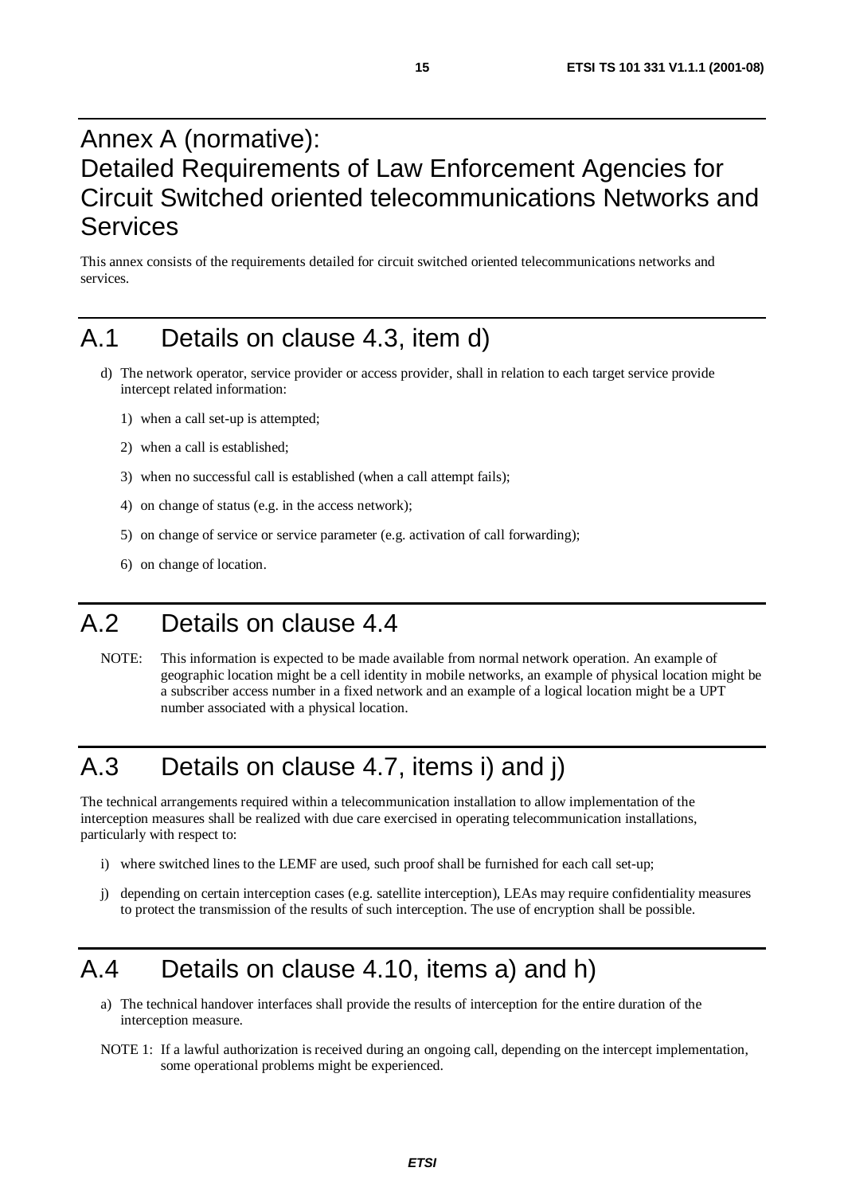# Annex A (normative): Detailed Requirements of Law Enforcement Agencies for Circuit Switched oriented telecommunications Networks and Services

This annex consists of the requirements detailed for circuit switched oriented telecommunications networks and services.

## A.1 Details on clause 4.3, item d)

d) The network operator, service provider or access provider, shall in relation to each target service provide intercept related information:

   1) when a call set-up is attempted;

   2) when a call is established;

   3) when no successful call is established (when a call attempt fails);

   4) on change of status (e.g. in the access network);

   5) on change of service or service parameter (e.g. activation of call forwarding);

   6) on change of location.

## A.2 Details on clause 4.4

NOTE: This information is expected to be made available from normal network operation. An example of geographic location might be a cell identity in mobile networks, an example of physical location might be a subscriber access number in a fixed network and an example of a logical location might be a UPT number associated with a physical location.

## A.3 Details on clause 4.7, items i) and j)

The technical arrangements required within a telecommunication installation to allow implementation of the interception measures shall be realized with due care exercised in operating telecommunication installations, particularly with respect to:

i) where switched lines to the LEMF are used, such proof shall be furnished for each call set-up;

j) depending on certain interception cases (e.g. satellite interception), LEAs may require confidentiality measures to protect the transmission of the results of such interception. The use of encryption shall be possible.

## A.4 Details on clause 4.10, items a) and h)

a) The technical handover interfaces shall provide the results of interception for the entire duration of the interception measure.

NOTE 1: If a lawful authorization is received during an ongoing call, depending on the intercept implementation, some operational problems might be experienced.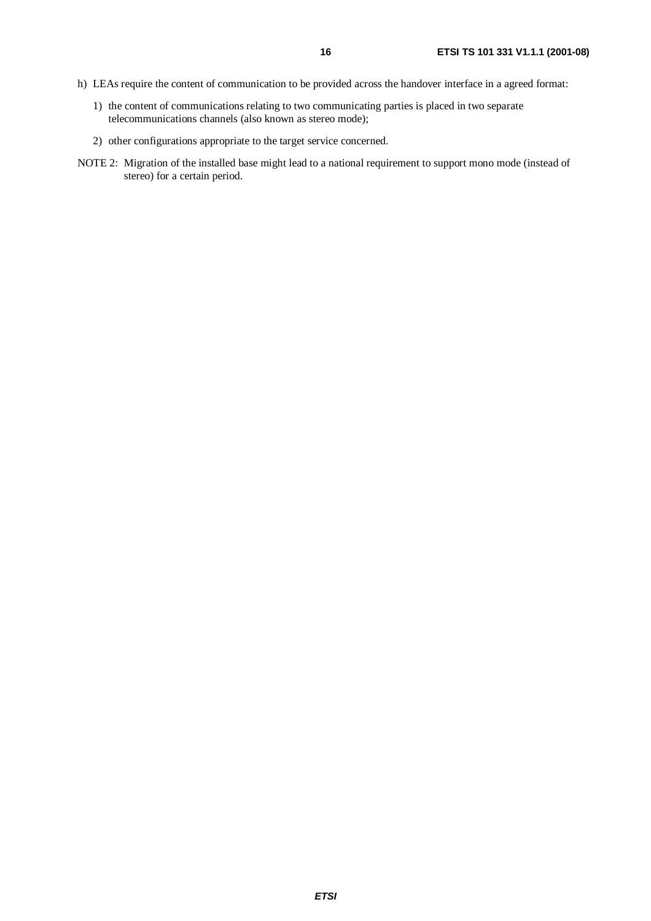h) LEAs require the content of communication to be provided across the handover interface in a agreed format:

   1) the content of communications relating to two communicating parties is placed in two separate telecommunications channels (also known as stereo mode);

   2) other configurations appropriate to the target service concerned.

NOTE 2: Migration of the installed base might lead to a national requirement to support mono mode (instead of stereo) for a certain period.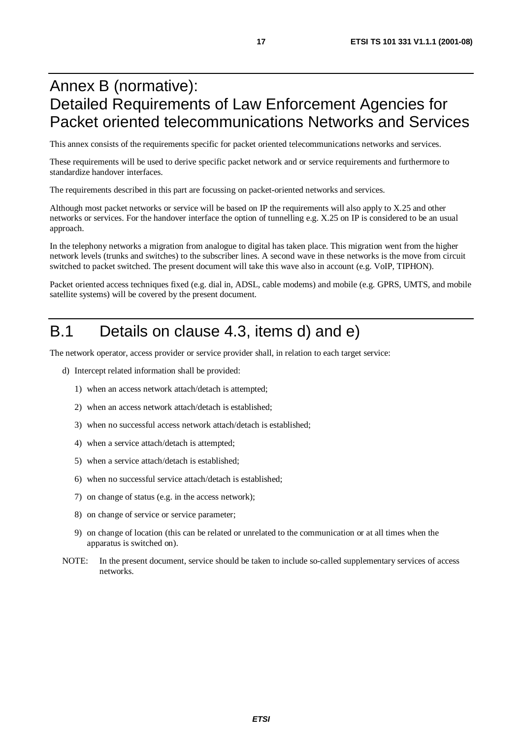# Annex B (normative): Detailed Requirements of Law Enforcement Agencies for Packet oriented telecommunications Networks and Services

This annex consists of the requirements specific for packet oriented telecommunications networks and services.

These requirements will be used to derive specific packet network and or service requirements and furthermore to standardize handover interfaces.

The requirements described in this part are focussing on packet-oriented networks and services.

Although most packet networks or service will be based on IP the requirements will also apply to X.25 and other networks or services. For the handover interface the option of tunnelling e.g. X.25 on IP is considered to be an usual approach.

In the telephony networks a migration from analogue to digital has taken place. This migration went from the higher network levels (trunks and switches) to the subscriber lines. A second wave in these networks is the move from circuit switched to packet switched. The present document will take this wave also in account (e.g. VoIP, TIPHON).

Packet oriented access techniques fixed (e.g. dial in, ADSL, cable modems) and mobile (e.g. GPRS, UMTS, and mobile satellite systems) will be covered by the present document.

## B.1 Details on clause 4.3, items d) and e)

The network operator, access provider or service provider shall, in relation to each target service:

d) Intercept related information shall be provided:

1) when an access network attach/detach is attempted;
2) when an access network attach/detach is established;
3) when no successful access network attach/detach is established;
4) when a service attach/detach is attempted;
5) when a service attach/detach is established;
6) when no successful service attach/detach is established;
7) on change of status (e.g. in the access network);
8) on change of service or service parameter;
9) on change of location (this can be related or unrelated to the communication or at all times when the apparatus is switched on).

NOTE: In the present document, service should be taken to include so-called supplementary services of access networks.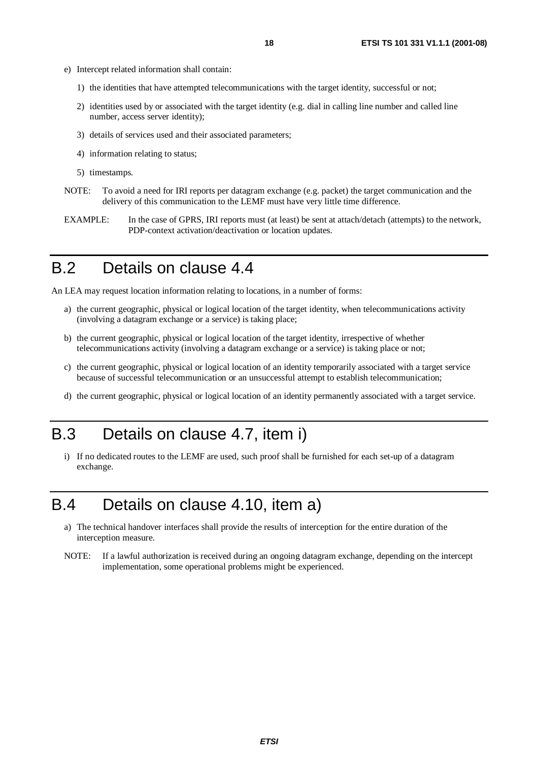e) Intercept related information shall contain:

   1) the identities that have attempted telecommunications with the target identity, successful or not;

   2) identities used by or associated with the target identity (e.g. dial in calling line number and called line number, access server identity);

   3) details of services used and their associated parameters;

   4) information relating to status;

   5) timestamps.

NOTE: To avoid a need for IRI reports per datagram exchange (e.g. packet) the target communication and the delivery of this communication to the LEMF must have very little time difference.

EXAMPLE: In the case of GPRS, IRI reports must (at least) be sent at attach/detach (attempts) to the network, PDP-context activation/deactivation or location updates.

# B.2 Details on clause 4.4

An LEA may request location information relating to locations, in a number of forms:

a) the current geographic, physical or logical location of the target identity, when telecommunications activity (involving a datagram exchange or a service) is taking place;

b) the current geographic, physical or logical location of the target identity, irrespective of whether telecommunications activity (involving a datagram exchange or a service) is taking place or not;

c) the current geographic, physical or logical location of an identity temporarily associated with a target service because of successful telecommunication or an unsuccessful attempt to establish telecommunication;

d) the current geographic, physical or logical location of an identity permanently associated with a target service.

# B.3 Details on clause 4.7, item i)

i) If no dedicated routes to the LEMF are used, such proof shall be furnished for each set-up of a datagram exchange.

# B.4 Details on clause 4.10, item a)

a) The technical handover interfaces shall provide the results of interception for the entire duration of the interception measure.

NOTE: If a lawful authorization is received during an ongoing datagram exchange, depending on the intercept implementation, some operational problems might be experienced.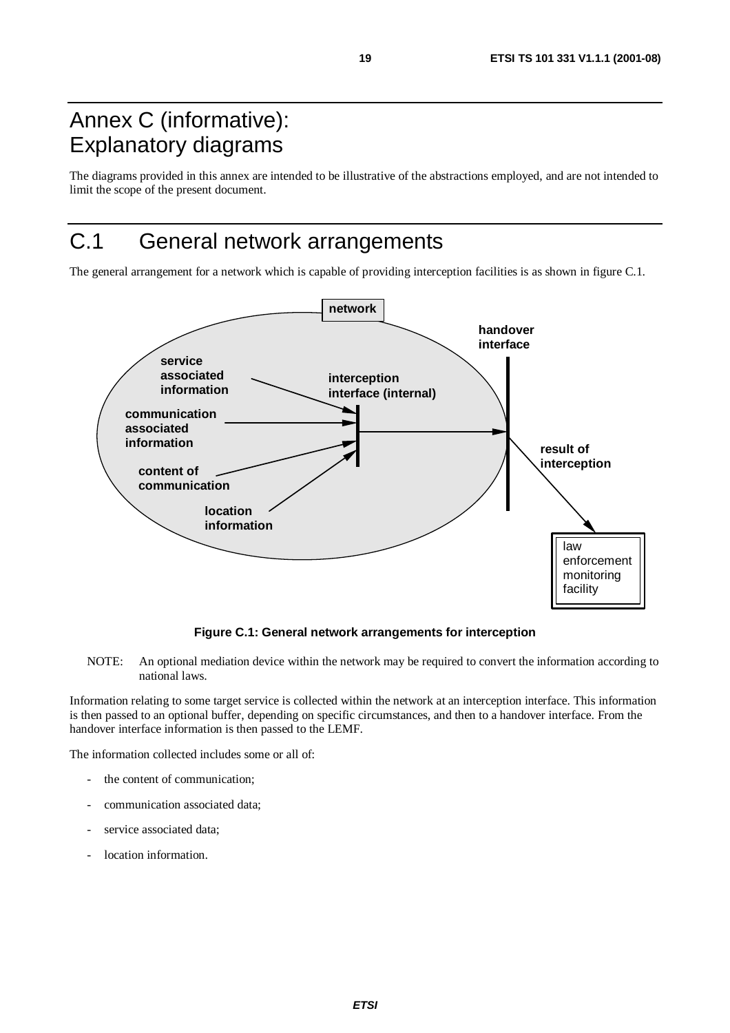# Annex C (informative): Explanatory diagrams

The diagrams provided in this annex are intended to be illustrative of the abstractions employed, and are not intended to limit the scope of the present document.

# C.1 General network arrangements

The general arrangement for a network which is capable of providing interception facilities is as shown in figure C.1.

**Figure C.1: General network arrangements for interception**

NOTE: An optional mediation device within the network may be required to convert the information according to national laws.

Information relating to some target service is collected within the network at an interception interface. This information is then passed to an optional buffer, depending on specific circumstances, and then to a handover interface. From the handover interface information is then passed to the LEMF.

The information collected includes some or all of:

- the content of communication;
- communication associated data;
- service associated data;
- location information.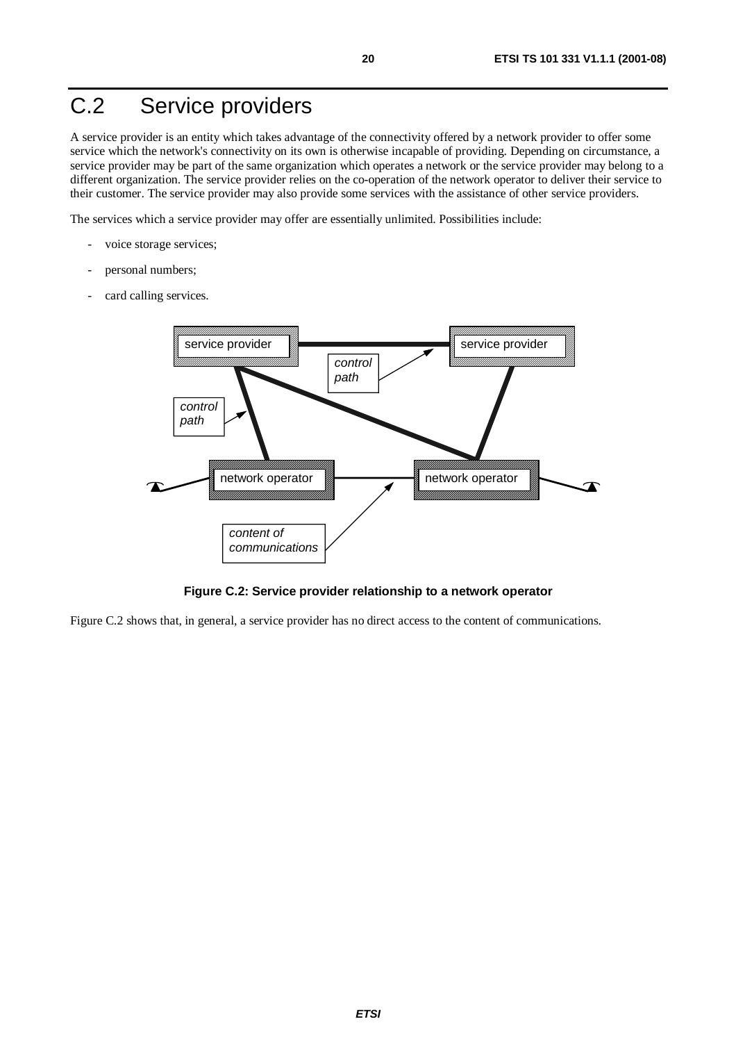# C.2 Service providers

A service provider is an entity which takes advantage of the connectivity offered by a network provider to offer some service which the network's connectivity on its own is otherwise incapable of providing. Depending on circumstance, a service provider may be part of the same organization which operates a network or the service provider may belong to a different organization. The service provider relies on the co-operation of the network operator to deliver their service to their customer. The service provider may also provide some services with the assistance of other service providers.

The services which a service provider may offer are essentially unlimited. Possibilities include:

- voice storage services;
- personal numbers;
- card calling services.

**Figure C.2: Service provider relationship to a network operator**

Figure C.2 shows that, in general, a service provider has no direct access to the content of communications.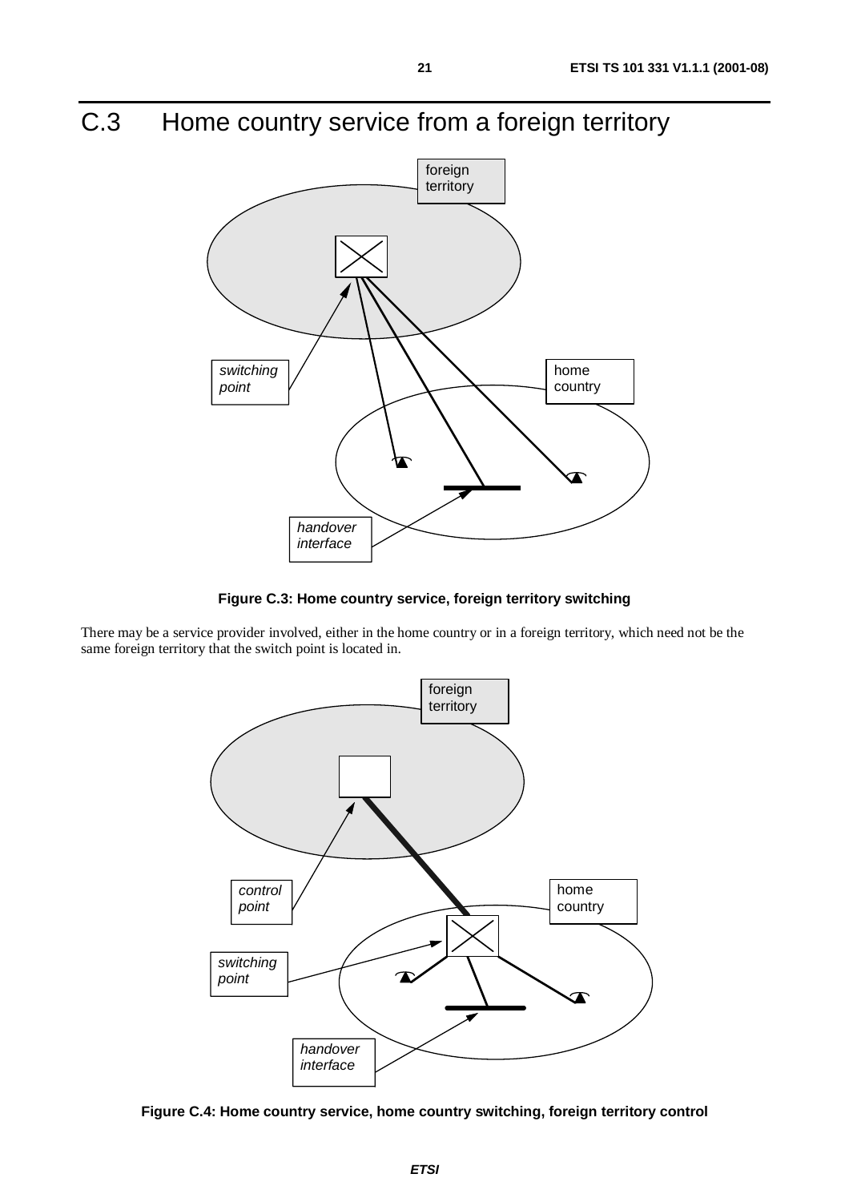# C.3 Home country service from a foreign territory

Figure C.3: Home country service, foreign territory switching

There may be a service provider involved, either in the home country or in a foreign territory, which need not be the same foreign territory that the switch point is located in.

Figure C.4: Home country service, home country switching, foreign territory control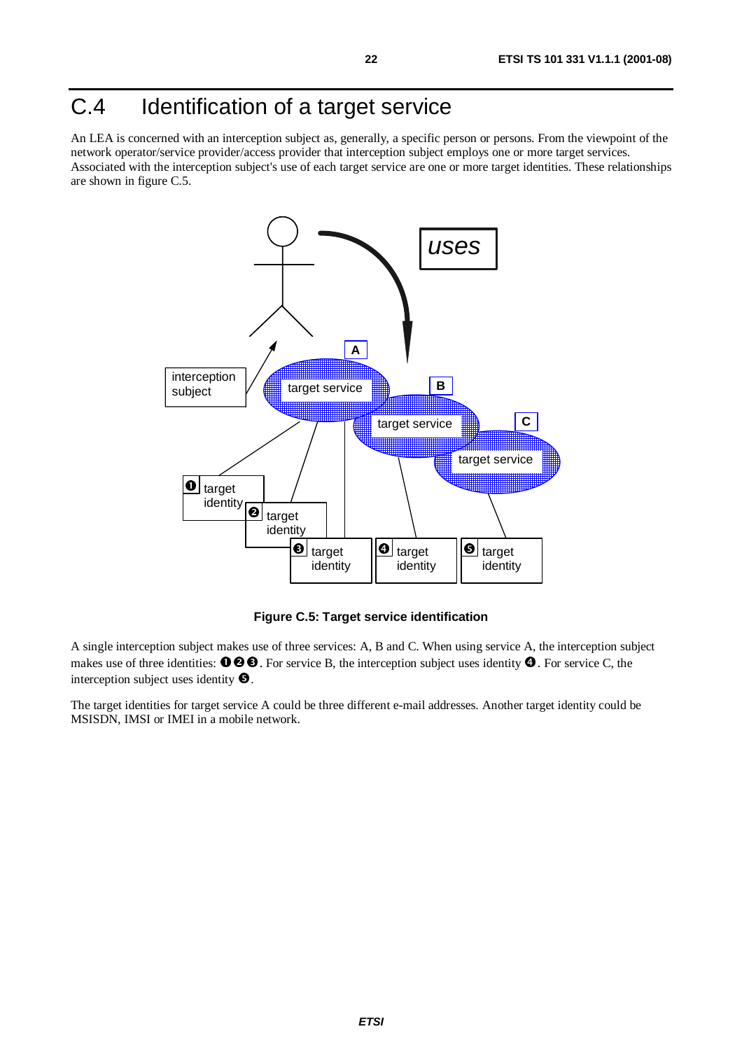# C.4 Identification of a target service

An LEA is concerned with an interception subject as, generally, a specific person or persons. From the viewpoint of the network operator/service provider/access provider that interception subject employs one or more target services. Associated with the interception subject's use of each target service are one or more target identities. These relationships are shown in figure C.5.

**Figure C.5: Target service identification**

A single interception subject makes use of three services: A, B and C. When using service A, the interception subject makes use of three identities: ❶❷❸. For service B, the interception subject uses identity ❹. For service C, the interception subject uses identity ❺.

The target identities for target service A could be three different e-mail addresses. Another target identity could be MSISDN, IMSI or IMEI in a mobile network.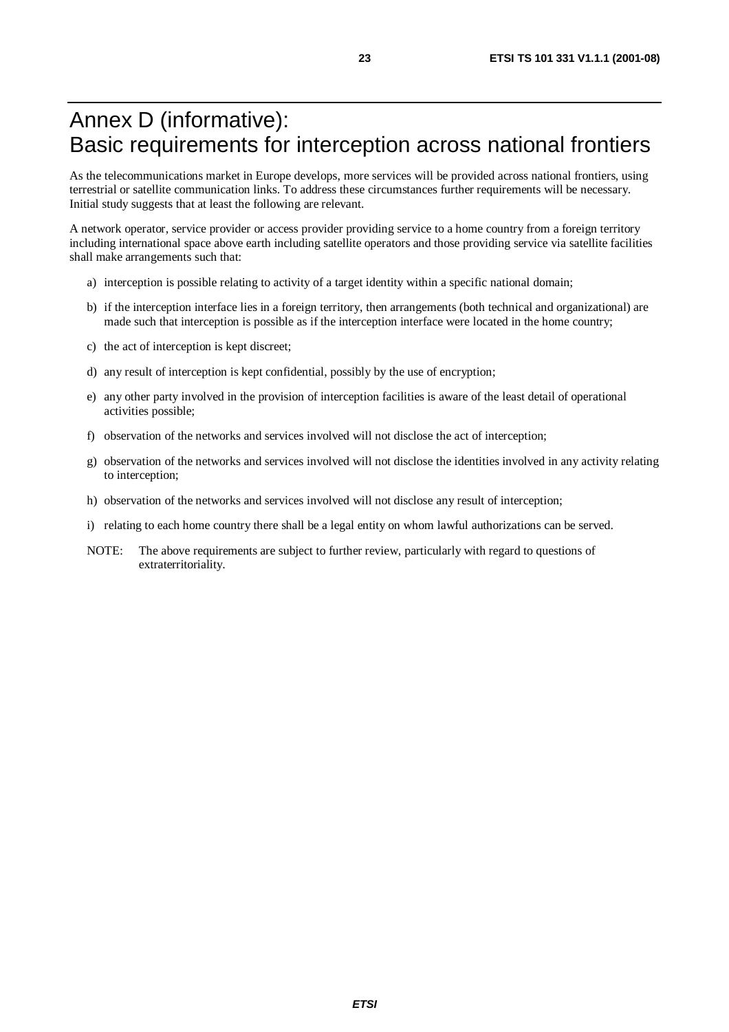# Annex D (informative): Basic requirements for interception across national frontiers

As the telecommunications market in Europe develops, more services will be provided across national frontiers, using terrestrial or satellite communication links. To address these circumstances further requirements will be necessary. Initial study suggests that at least the following are relevant.

A network operator, service provider or access provider providing service to a home country from a foreign territory including international space above earth including satellite operators and those providing service via satellite facilities shall make arrangements such that:

a) interception is possible relating to activity of a target identity within a specific national domain;

b) if the interception interface lies in a foreign territory, then arrangements (both technical and organizational) are made such that interception is possible as if the interception interface were located in the home country;

c) the act of interception is kept discreet;

d) any result of interception is kept confidential, possibly by the use of encryption;

e) any other party involved in the provision of interception facilities is aware of the least detail of operational activities possible;

f) observation of the networks and services involved will not disclose the act of interception;

g) observation of the networks and services involved will not disclose the identities involved in any activity relating to interception;

h) observation of the networks and services involved will not disclose any result of interception;

i) relating to each home country there shall be a legal entity on whom lawful authorizations can be served.

NOTE: The above requirements are subject to further review, particularly with regard to questions of extraterritoriality.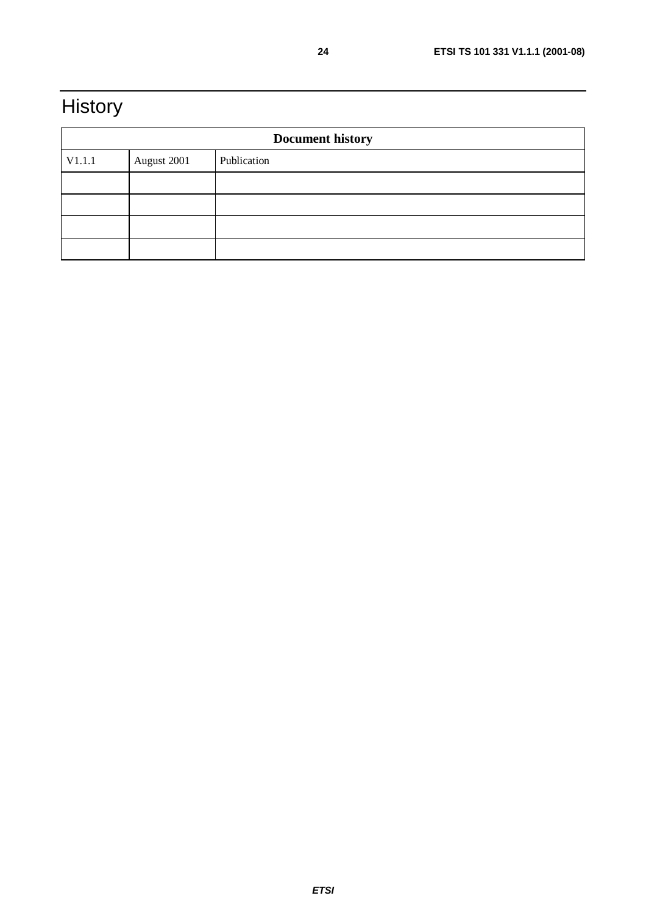# History

| Document history | | |
|---|---|---|
| V1.1.1 | August 2001 | Publication |
| | | |
| | | |
| | | |
| | | |